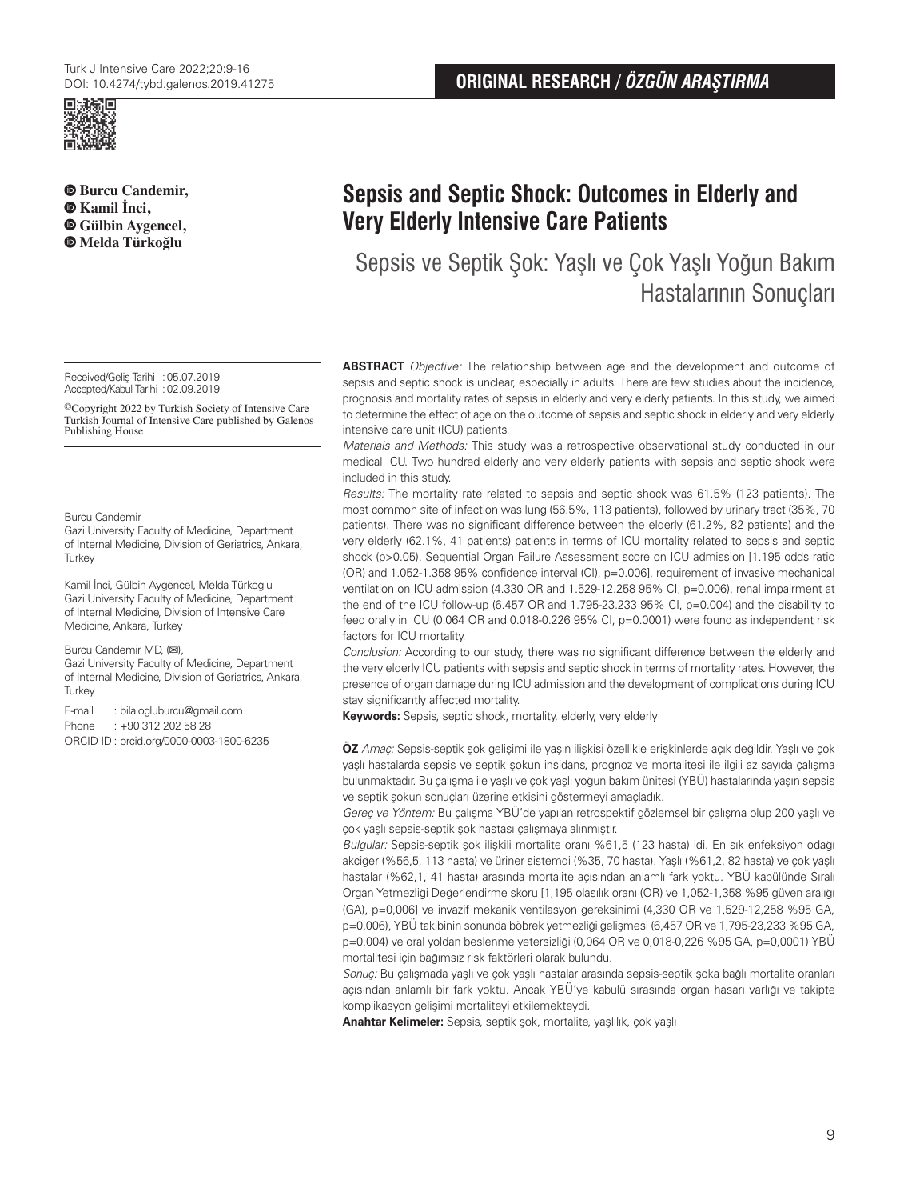**ORIGINAL RESEARCH / *ÖZGÜN ARAŞTIRMA***

# Sepsis and Septic Shock: Outcomes in Elderly and Very Elderly Intensive Care Patients

## Sepsis ve Septik Şok: Yaşlı ve Çok Yaşlı Yoğun Bakım Hastalarının Sonuçları

**Burcu Candemir, Kamil İnci, Gülbin Aygencel, Melda Türkoğlu**

Received/Geliş Tarihi : 05.07.2019
Accepted/Kabul Tarihi : 02.09.2019

©Copyright 2022 by Turkish Society of Intensive Care
Turkish Journal of Intensive Care published by Galenos Publishing House.

Burcu Candemir
Gazi University Faculty of Medicine, Department of Internal Medicine, Division of Geriatrics, Ankara, Turkey

Kamil İnci, Gülbin Aygencel, Melda Türkoğlu
Gazi University Faculty of Medicine, Department of Internal Medicine, Division of Intensive Care Medicine, Ankara, Turkey

Burcu Candemir MD, (✉),
Gazi University Faculty of Medicine, Department of Internal Medicine, Division of Geriatrics, Ankara, Turkey

E-mail : bilalogluburcu@gmail.com
Phone : +90 312 202 58 28
ORCID ID : orcid.org/0000-0003-1800-6235

**ABSTRACT** *Objective:* The relationship between age and the development and outcome of sepsis and septic shock is unclear, especially in adults. There are few studies about the incidence, prognosis and mortality rates of sepsis in elderly and very elderly patients. In this study, we aimed to determine the effect of age on the outcome of sepsis and septic shock in elderly and very elderly intensive care unit (ICU) patients.

*Materials and Methods:* This study was a retrospective observational study conducted in our medical ICU. Two hundred elderly and very elderly patients with sepsis and septic shock were included in this study.

*Results:* The mortality rate related to sepsis and septic shock was 61.5% (123 patients). The most common site of infection was lung (56.5%, 113 patients), followed by urinary tract (35%, 70 patients). There was no significant difference between the elderly (61.2%, 82 patients) and the very elderly (62.1%, 41 patients) patients in terms of ICU mortality related to sepsis and septic shock (p>0.05). Sequential Organ Failure Assessment score on ICU admission [1.195 odds ratio (OR) and 1.052-1.358 95% confidence interval (CI), p=0.006], requirement of invasive mechanical ventilation on ICU admission (4.330 OR and 1.529-12.258 95% CI, p=0.006), renal impairment at the end of the ICU follow-up (6.457 OR and 1.795-23.233 95% CI, p=0.004) and the disability to feed orally in ICU (0.064 OR and 0.018-0.226 95% CI, p=0.0001) were found as independent risk factors for ICU mortality.

*Conclusion:* According to our study, there was no significant difference between the elderly and the very elderly ICU patients with sepsis and septic shock in terms of mortality rates. However, the presence of organ damage during ICU admission and the development of complications during ICU stay significantly affected mortality.

**Keywords:** Sepsis, septic shock, mortality, elderly, very elderly

**ÖZ** *Amaç:* Sepsis-septik şok gelişimi ile yaşın ilişkisi özellikle erişkinlerde açık değildir. Yaşlı ve çok yaşlı hastalarda sepsis ve septik şokun insidans, prognoz ve mortalitesi ile ilgili az sayıda çalışma bulunmaktadır. Bu çalışma ile yaşlı ve çok yaşlı yoğun bakım ünitesi (YBÜ) hastalarında yaşın sepsis ve septik şokun sonuçları üzerine etkisini göstermeyi amaçladık.

*Gereç ve Yöntem:* Bu çalışma YBÜ'de yapılan retrospektif gözlemsel bir çalışma olup 200 yaşlı ve çok yaşlı sepsis-septik şok hastası çalışmaya alınmıştır.

*Bulgular:* Sepsis-septik şok ilişkili mortalite oranı %61,5 (123 hasta) idi. En sık enfeksiyon odağı akciğer (%56,5, 113 hasta) ve üriner sistemdi (%35, 70 hasta). Yaşlı (%61,2, 82 hasta) ve çok yaşlı hastalar (%62,1, 41 hasta) arasında mortalite açısından anlamlı fark yoktu. YBÜ kabülünde Sıralı Organ Yetmezliği Değerlendirme skoru [1,195 olasılık oranı (OR) ve 1,052-1,358 %95 güven aralığı (GA), p=0,006] ve invazif mekanik ventilasyon gereksinimi (4,330 OR ve 1,529-12,258 %95 GA, p=0,006), YBÜ takibinin sonunda böbrek yetmezliği gelişmesi (6,457 OR ve 1,795-23,233 %95 GA, p=0,004) ve oral yoldan beslenme yetersizliği (0,064 OR ve 0,018-0,226 %95 GA, p=0,0001) YBÜ mortalitesi için bağımsız risk faktörleri olarak bulundu.

*Sonuç:* Bu çalışmada yaşlı ve çok yaşlı hastalar arasında sepsis-septik şoka bağlı mortalite oranları açısından anlamlı bir fark yoktu. Ancak YBÜ'ye kabulü sırasında organ hasarı varlığı ve takipte komplikasyon gelişimi mortaliteyi etkilemekteydi.

**Anahtar Kelimeler:** Sepsis, septik şok, mortalite, yaşlılık, çok yaşlı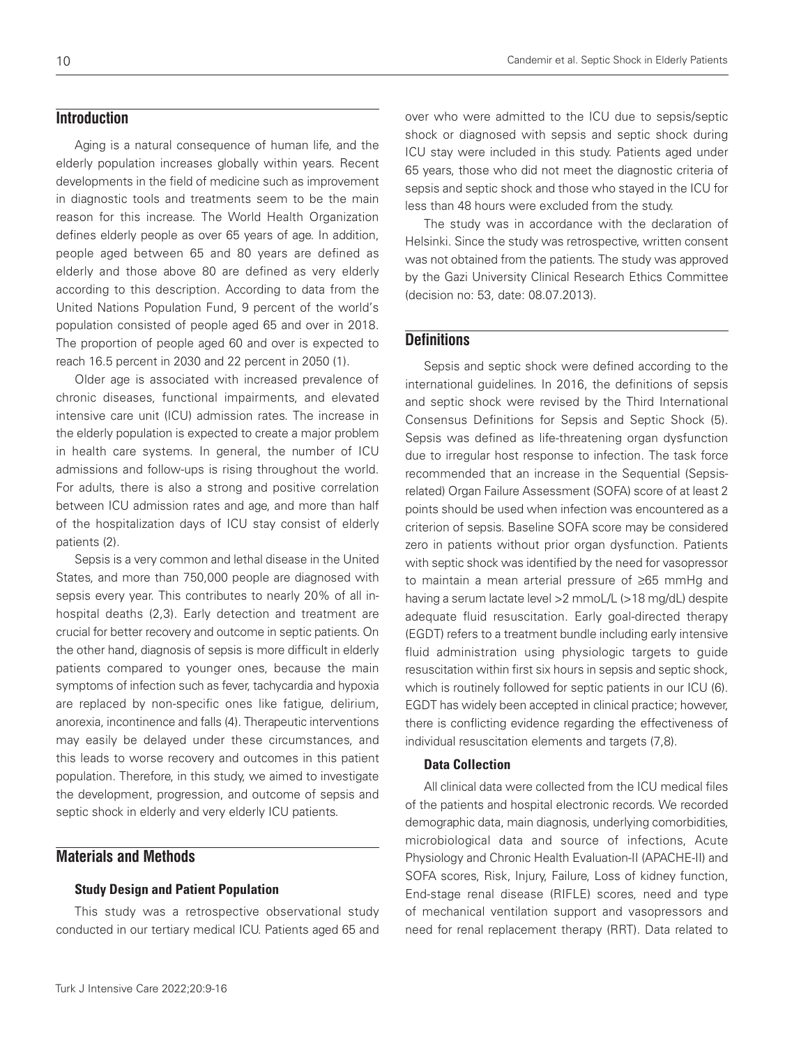## Introduction

Aging is a natural consequence of human life, and the elderly population increases globally within years. Recent developments in the field of medicine such as improvement in diagnostic tools and treatments seem to be the main reason for this increase. The World Health Organization defines elderly people as over 65 years of age. In addition, people aged between 65 and 80 years are defined as elderly and those above 80 are defined as very elderly according to this description. According to data from the United Nations Population Fund, 9 percent of the world's population consisted of people aged 65 and over in 2018. The proportion of people aged 60 and over is expected to reach 16.5 percent in 2030 and 22 percent in 2050 (1).

Older age is associated with increased prevalence of chronic diseases, functional impairments, and elevated intensive care unit (ICU) admission rates. The increase in the elderly population is expected to create a major problem in health care systems. In general, the number of ICU admissions and follow-ups is rising throughout the world. For adults, there is also a strong and positive correlation between ICU admission rates and age, and more than half of the hospitalization days of ICU stay consist of elderly patients (2).

Sepsis is a very common and lethal disease in the United States, and more than 750,000 people are diagnosed with sepsis every year. This contributes to nearly 20% of all in-hospital deaths (2,3). Early detection and treatment are crucial for better recovery and outcome in septic patients. On the other hand, diagnosis of sepsis is more difficult in elderly patients compared to younger ones, because the main symptoms of infection such as fever, tachycardia and hypoxia are replaced by non-specific ones like fatigue, delirium, anorexia, incontinence and falls (4). Therapeutic interventions may easily be delayed under these circumstances, and this leads to worse recovery and outcomes in this patient population. Therefore, in this study, we aimed to investigate the development, progression, and outcome of sepsis and septic shock in elderly and very elderly ICU patients.

## Materials and Methods

### Study Design and Patient Population

This study was a retrospective observational study conducted in our tertiary medical ICU. Patients aged 65 and over who were admitted to the ICU due to sepsis/septic shock or diagnosed with sepsis and septic shock during ICU stay were included in this study. Patients aged under 65 years, those who did not meet the diagnostic criteria of sepsis and septic shock and those who stayed in the ICU for less than 48 hours were excluded from the study.

The study was in accordance with the declaration of Helsinki. Since the study was retrospective, written consent was not obtained from the patients. The study was approved by the Gazi University Clinical Research Ethics Committee (decision no: 53, date: 08.07.2013).

## Definitions

Sepsis and septic shock were defined according to the international guidelines. In 2016, the definitions of sepsis and septic shock were revised by the Third International Consensus Definitions for Sepsis and Septic Shock (5). Sepsis was defined as life-threatening organ dysfunction due to irregular host response to infection. The task force recommended that an increase in the Sequential (Sepsis-related) Organ Failure Assessment (SOFA) score of at least 2 points should be used when infection was encountered as a criterion of sepsis. Baseline SOFA score may be considered zero in patients without prior organ dysfunction. Patients with septic shock was identified by the need for vasopressor to maintain a mean arterial pressure of ≥65 mmHg and having a serum lactate level >2 mmoL/L (>18 mg/dL) despite adequate fluid resuscitation. Early goal-directed therapy (EGDT) refers to a treatment bundle including early intensive fluid administration using physiologic targets to guide resuscitation within first six hours in sepsis and septic shock, which is routinely followed for septic patients in our ICU (6). EGDT has widely been accepted in clinical practice; however, there is conflicting evidence regarding the effectiveness of individual resuscitation elements and targets (7,8).

### Data Collection

All clinical data were collected from the ICU medical files of the patients and hospital electronic records. We recorded demographic data, main diagnosis, underlying comorbidities, microbiological data and source of infections, Acute Physiology and Chronic Health Evaluation-II (APACHE-II) and SOFA scores, Risk, Injury, Failure, Loss of kidney function, End-stage renal disease (RIFLE) scores, need and type of mechanical ventilation support and vasopressors and need for renal replacement therapy (RRT). Data related to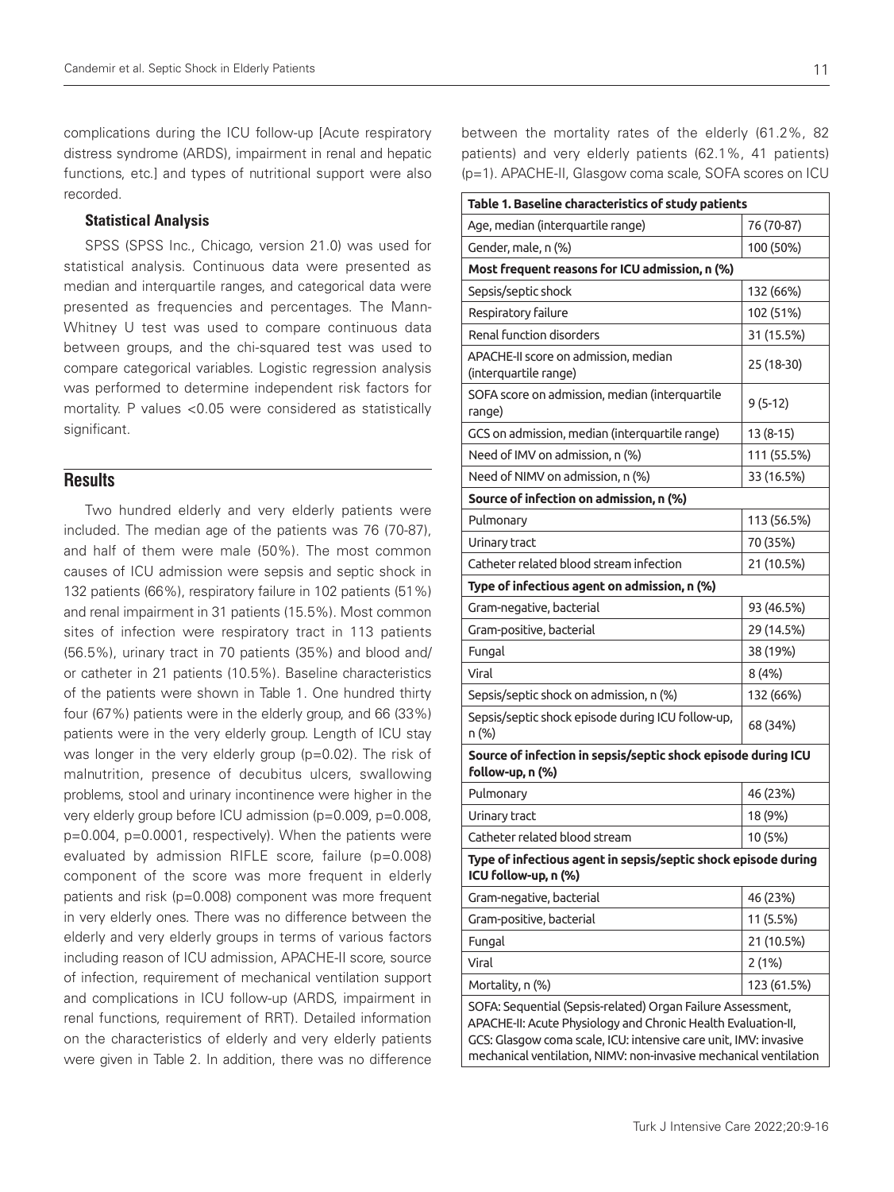complications during the ICU follow-up [Acute respiratory distress syndrome (ARDS), impairment in renal and hepatic functions, etc.] and types of nutritional support were also recorded.

### Statistical Analysis

SPSS (SPSS Inc., Chicago, version 21.0) was used for statistical analysis. Continuous data were presented as median and interquartile ranges, and categorical data were presented as frequencies and percentages. The Mann-Whitney U test was used to compare continuous data between groups, and the chi-squared test was used to compare categorical variables. Logistic regression analysis was performed to determine independent risk factors for mortality. P values <0.05 were considered as statistically significant.

## Results

Two hundred elderly and very elderly patients were included. The median age of the patients was 76 (70-87), and half of them were male (50%). The most common causes of ICU admission were sepsis and septic shock in 132 patients (66%), respiratory failure in 102 patients (51%) and renal impairment in 31 patients (15.5%). Most common sites of infection were respiratory tract in 113 patients (56.5%), urinary tract in 70 patients (35%) and blood and/or catheter in 21 patients (10.5%). Baseline characteristics of the patients were shown in Table 1. One hundred thirty four (67%) patients were in the elderly group, and 66 (33%) patients were in the very elderly group. Length of ICU stay was longer in the very elderly group (p=0.02). The risk of malnutrition, presence of decubitus ulcers, swallowing problems, stool and urinary incontinence were higher in the very elderly group before ICU admission (p=0.009, p=0.008, p=0.004, p=0.0001, respectively). When the patients were evaluated by admission RIFLE score, failure (p=0.008) component of the score was more frequent in elderly patients and risk (p=0.008) component was more frequent in very elderly ones. There was no difference between the elderly and very elderly groups in terms of various factors including reason of ICU admission, APACHE-II score, source of infection, requirement of mechanical ventilation support and complications in ICU follow-up (ARDS, impairment in renal functions, requirement of RRT). Detailed information on the characteristics of elderly and very elderly patients were given in Table 2. In addition, there was no difference between the mortality rates of the elderly (61.2%, 82 patients) and very elderly patients (62.1%, 41 patients) (p=1). APACHE-II, Glasgow coma scale, SOFA scores on ICU

**Table 1. Baseline characteristics of study patients**

| | |
|---|---|
| Age, median (interquartile range) | 76 (70-87) |
| Gender, male, n (%) | 100 (50%) |
| **Most frequent reasons for ICU admission, n (%)** | |
| Sepsis/septic shock | 132 (66%) |
| Respiratory failure | 102 (51%) |
| Renal function disorders | 31 (15.5%) |
| APACHE-II score on admission, median (interquartile range) | 25 (18-30) |
| SOFA score on admission, median (interquartile range) | 9 (5-12) |
| GCS on admission, median (interquartile range) | 13 (8-15) |
| Need of IMV on admission, n (%) | 111 (55.5%) |
| Need of NIMV on admission, n (%) | 33 (16.5%) |
| **Source of infection on admission, n (%)** | |
| Pulmonary | 113 (56.5%) |
| Urinary tract | 70 (35%) |
| Catheter related blood stream infection | 21 (10.5%) |
| **Type of infectious agent on admission, n (%)** | |
| Gram-negative, bacterial | 93 (46.5%) |
| Gram-positive, bacterial | 29 (14.5%) |
| Fungal | 38 (19%) |
| Viral | 8 (4%) |
| Sepsis/septic shock on admission, n (%) | 132 (66%) |
| Sepsis/septic shock episode during ICU follow-up, n (%) | 68 (34%) |
| **Source of infection in sepsis/septic shock episode during ICU follow-up, n (%)** | |
| Pulmonary | 46 (23%) |
| Urinary tract | 18 (9%) |
| Catheter related blood stream | 10 (5%) |
| **Type of infectious agent in sepsis/septic shock episode during ICU follow-up, n (%)** | |
| Gram-negative, bacterial | 46 (23%) |
| Gram-positive, bacterial | 11 (5.5%) |
| Fungal | 21 (10.5%) |
| Viral | 2 (1%) |
| Mortality, n (%) | 123 (61.5%) |

SOFA: Sequential (Sepsis-related) Organ Failure Assessment, APACHE-II: Acute Physiology and Chronic Health Evaluation-II, GCS: Glasgow coma scale, ICU: intensive care unit, IMV: invasive mechanical ventilation, NIMV: non-invasive mechanical ventilation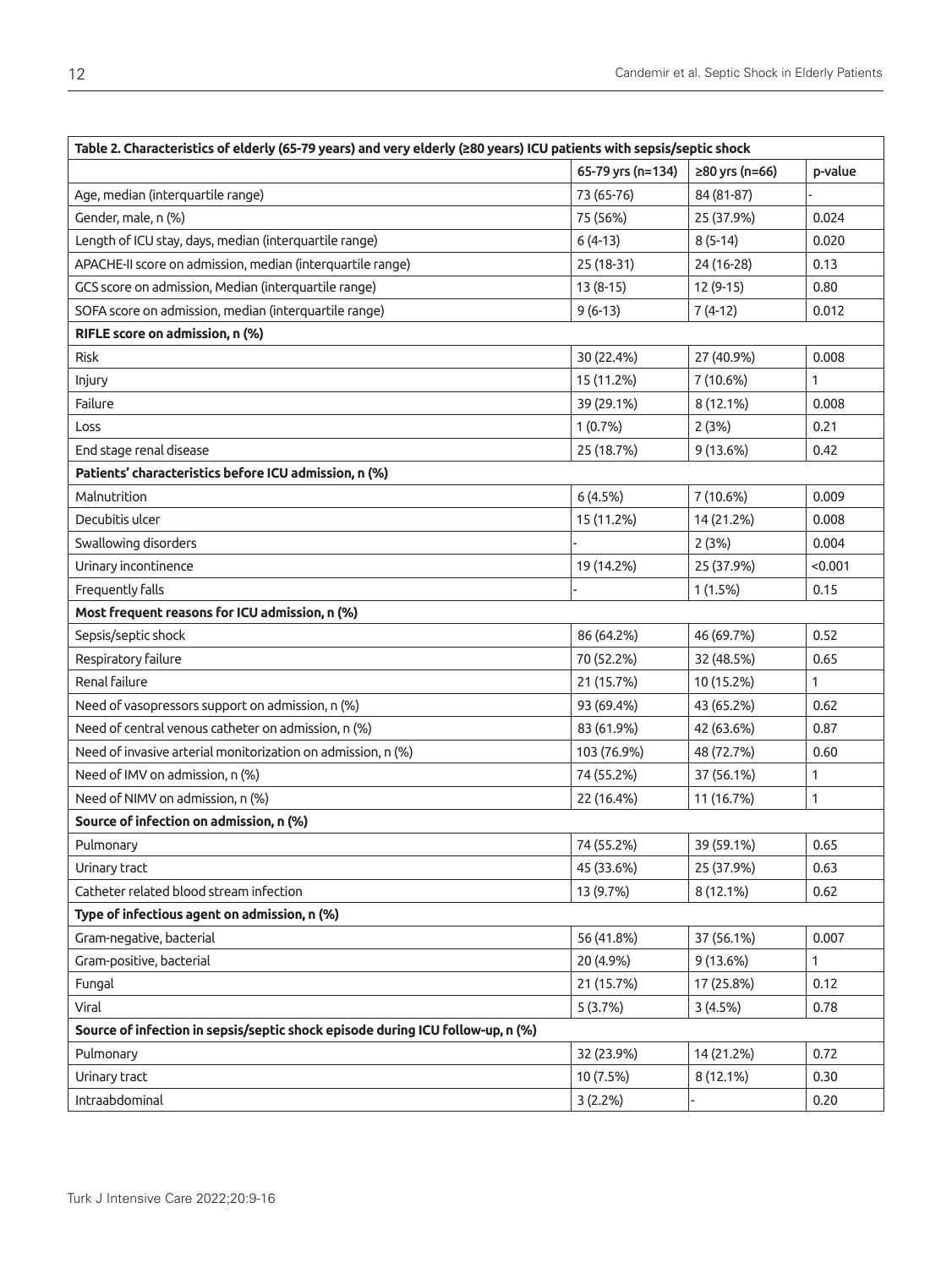| Table 2. Characteristics of elderly (65-79 years) and very elderly (≥80 years) ICU patients with sepsis/septic shock | | | |
|---|---|---|---|
| | 65-79 yrs (n=134) | ≥80 yrs (n=66) | p-value |
| Age, median (interquartile range) | 73 (65-76) | 84 (81-87) | - |
| Gender, male, n (%) | 75 (56%) | 25 (37.9%) | 0.024 |
| Length of ICU stay, days, median (interquartile range) | 6 (4-13) | 8 (5-14) | 0.020 |
| APACHE-II score on admission, median (interquartile range) | 25 (18-31) | 24 (16-28) | 0.13 |
| GCS score on admission, Median (interquartile range) | 13 (8-15) | 12 (9-15) | 0.80 |
| SOFA score on admission, median (interquartile range) | 9 (6-13) | 7 (4-12) | 0.012 |
| **RIFLE score on admission, n (%)** | | | |
| Risk | 30 (22.4%) | 27 (40.9%) | 0.008 |
| Injury | 15 (11.2%) | 7 (10.6%) | 1 |
| Failure | 39 (29.1%) | 8 (12.1%) | 0.008 |
| Loss | 1 (0.7%) | 2 (3%) | 0.21 |
| End stage renal disease | 25 (18.7%) | 9 (13.6%) | 0.42 |
| **Patients' characteristics before ICU admission, n (%)** | | | |
| Malnutrition | 6 (4.5%) | 7 (10.6%) | 0.009 |
| Decubitis ulcer | 15 (11.2%) | 14 (21.2%) | 0.008 |
| Swallowing disorders | - | 2 (3%) | 0.004 |
| Urinary incontinence | 19 (14.2%) | 25 (37.9%) | <0.001 |
| Frequently falls | - | 1 (1.5%) | 0.15 |
| **Most frequent reasons for ICU admission, n (%)** | | | |
| Sepsis/septic shock | 86 (64.2%) | 46 (69.7%) | 0.52 |
| Respiratory failure | 70 (52.2%) | 32 (48.5%) | 0.65 |
| Renal failure | 21 (15.7%) | 10 (15.2%) | 1 |
| Need of vasopressors support on admission, n (%) | 93 (69.4%) | 43 (65.2%) | 0.62 |
| Need of central venous catheter on admission, n (%) | 83 (61.9%) | 42 (63.6%) | 0.87 |
| Need of invasive arterial monitorization on admission, n (%) | 103 (76.9%) | 48 (72.7%) | 0.60 |
| Need of IMV on admission, n (%) | 74 (55.2%) | 37 (56.1%) | 1 |
| Need of NIMV on admission, n (%) | 22 (16.4%) | 11 (16.7%) | 1 |
| **Source of infection on admission, n (%)** | | | |
| Pulmonary | 74 (55.2%) | 39 (59.1%) | 0.65 |
| Urinary tract | 45 (33.6%) | 25 (37.9%) | 0.63 |
| Catheter related blood stream infection | 13 (9.7%) | 8 (12.1%) | 0.62 |
| **Type of infectious agent on admission, n (%)** | | | |
| Gram-negative, bacterial | 56 (41.8%) | 37 (56.1%) | 0.007 |
| Gram-positive, bacterial | 20 (4.9%) | 9 (13.6%) | 1 |
| Fungal | 21 (15.7%) | 17 (25.8%) | 0.12 |
| Viral | 5 (3.7%) | 3 (4.5%) | 0.78 |
| **Source of infection in sepsis/septic shock episode during ICU follow-up, n (%)** | | | |
| Pulmonary | 32 (23.9%) | 14 (21.2%) | 0.72 |
| Urinary tract | 10 (7.5%) | 8 (12.1%) | 0.30 |
| Intraabdominal | 3 (2.2%) | - | 0.20 |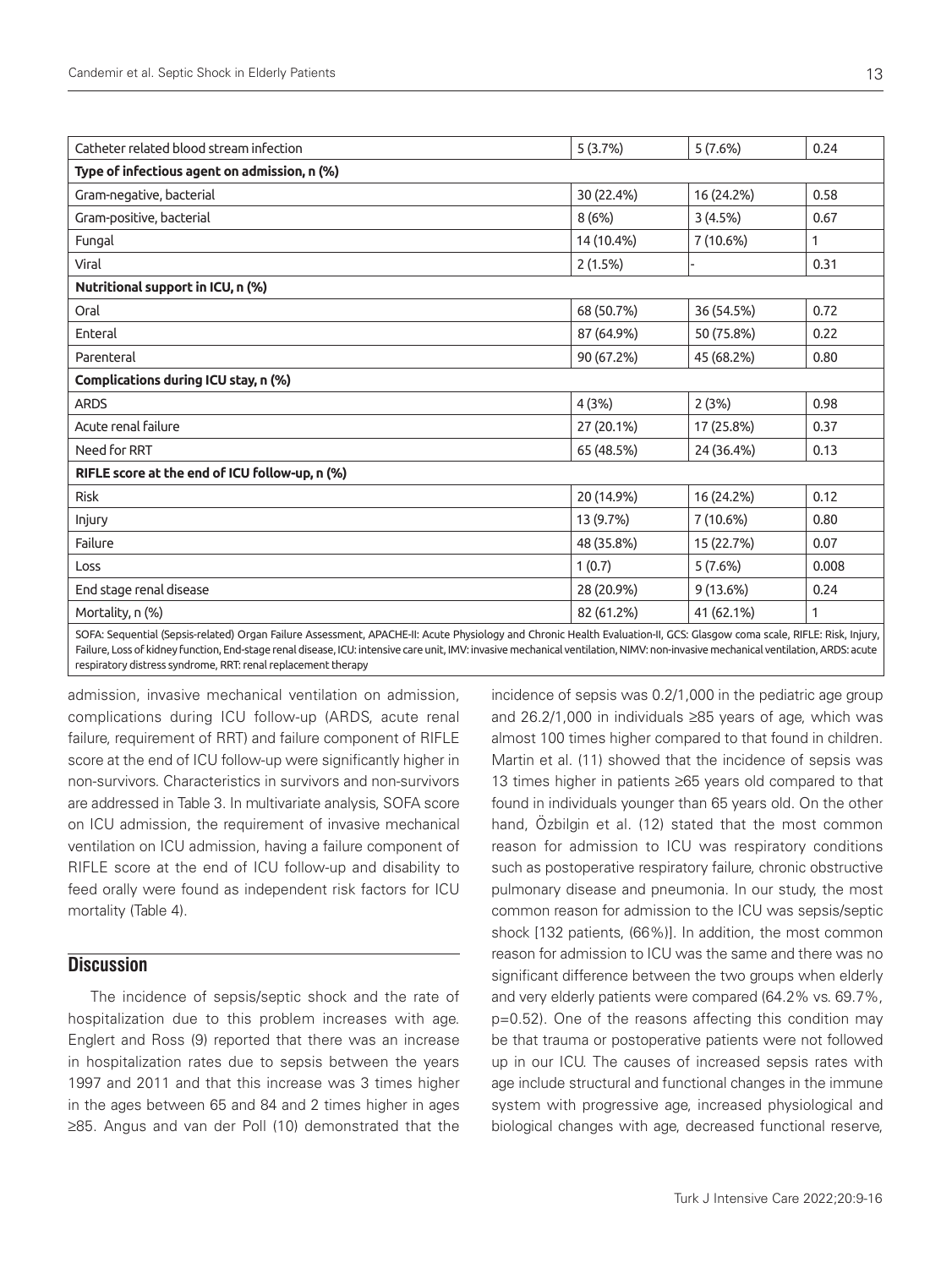| Catheter related blood stream infection | 5 (3.7%) | 5 (7.6%) | 0.24 |
|---|---|---|---|
| **Type of infectious agent on admission, n (%)** | | | |
| Gram-negative, bacterial | 30 (22.4%) | 16 (24.2%) | 0.58 |
| Gram-positive, bacterial | 8 (6%) | 3 (4.5%) | 0.67 |
| Fungal | 14 (10.4%) | 7 (10.6%) | 1 |
| Viral | 2 (1.5%) | - | 0.31 |
| **Nutritional support in ICU, n (%)** | | | |
| Oral | 68 (50.7%) | 36 (54.5%) | 0.72 |
| Enteral | 87 (64.9%) | 50 (75.8%) | 0.22 |
| Parenteral | 90 (67.2%) | 45 (68.2%) | 0.80 |
| **Complications during ICU stay, n (%)** | | | |
| ARDS | 4 (3%) | 2 (3%) | 0.98 |
| Acute renal failure | 27 (20.1%) | 17 (25.8%) | 0.37 |
| Need for RRT | 65 (48.5%) | 24 (36.4%) | 0.13 |
| **RIFLE score at the end of ICU follow-up, n (%)** | | | |
| Risk | 20 (14.9%) | 16 (24.2%) | 0.12 |
| Injury | 13 (9.7%) | 7 (10.6%) | 0.80 |
| Failure | 48 (35.8%) | 15 (22.7%) | 0.07 |
| Loss | 1 (0.7) | 5 (7.6%) | 0.008 |
| End stage renal disease | 28 (20.9%) | 9 (13.6%) | 0.24 |
| Mortality, n (%) | 82 (61.2%) | 41 (62.1%) | 1 |

SOFA: Sequential (Sepsis-related) Organ Failure Assessment, APACHE-II: Acute Physiology and Chronic Health Evaluation-II, GCS: Glasgow coma scale, RIFLE: Risk, Injury, Failure, Loss of kidney function, End-stage renal disease, ICU: intensive care unit, IMV: invasive mechanical ventilation, NIMV: non-invasive mechanical ventilation, ARDS: acute respiratory distress syndrome, RRT: renal replacement therapy

admission, invasive mechanical ventilation on admission, complications during ICU follow-up (ARDS, acute renal failure, requirement of RRT) and failure component of RIFLE score at the end of ICU follow-up were significantly higher in non-survivors. Characteristics in survivors and non-survivors are addressed in Table 3. In multivariate analysis, SOFA score on ICU admission, the requirement of invasive mechanical ventilation on ICU admission, having a failure component of RIFLE score at the end of ICU follow-up and disability to feed orally were found as independent risk factors for ICU mortality (Table 4).

## Discussion

The incidence of sepsis/septic shock and the rate of hospitalization due to this problem increases with age. Englert and Ross (9) reported that there was an increase in hospitalization rates due to sepsis between the years 1997 and 2011 and that this increase was 3 times higher in the ages between 65 and 84 and 2 times higher in ages ≥85. Angus and van der Poll (10) demonstrated that the incidence of sepsis was 0.2/1,000 in the pediatric age group and 26.2/1,000 in individuals ≥85 years of age, which was almost 100 times higher compared to that found in children. Martin et al. (11) showed that the incidence of sepsis was 13 times higher in patients ≥65 years old compared to that found in individuals younger than 65 years old. On the other hand, Özbilgin et al. (12) stated that the most common reason for admission to ICU was respiratory conditions such as postoperative respiratory failure, chronic obstructive pulmonary disease and pneumonia. In our study, the most common reason for admission to the ICU was sepsis/septic shock [132 patients, (66%)]. In addition, the most common reason for admission to ICU was the same and there was no significant difference between the two groups when elderly and very elderly patients were compared (64.2% vs. 69.7%, p=0.52). One of the reasons affecting this condition may be that trauma or postoperative patients were not followed up in our ICU. The causes of increased sepsis rates with age include structural and functional changes in the immune system with progressive age, increased physiological and biological changes with age, decreased functional reserve,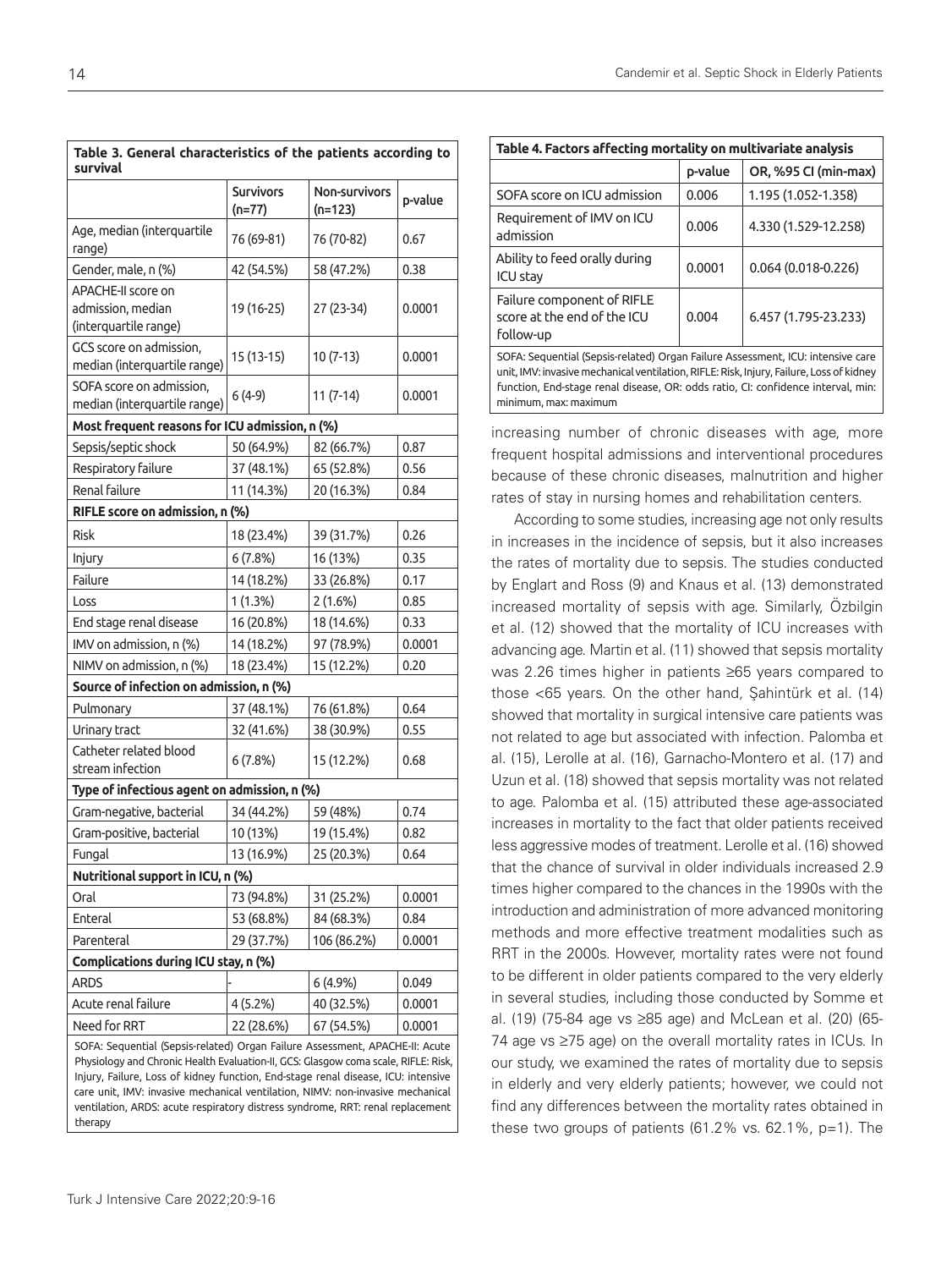**Table 3. General characteristics of the patients according to survival**

| | Survivors (n=77) | Non-survivors (n=123) | p-value |
|---|---|---|---|
| Age, median (interquartile range) | 76 (69-81) | 76 (70-82) | 0.67 |
| Gender, male, n (%) | 42 (54.5%) | 58 (47.2%) | 0.38 |
| APACHE-II score on admission, median (interquartile range) | 19 (16-25) | 27 (23-34) | 0.0001 |
| GCS score on admission, median (interquartile range) | 15 (13-15) | 10 (7-13) | 0.0001 |
| SOFA score on admission, median (interquartile range) | 6 (4-9) | 11 (7-14) | 0.0001 |
| **Most frequent reasons for ICU admission, n (%)** | | | |
| Sepsis/septic shock | 50 (64.9%) | 82 (66.7%) | 0.87 |
| Respiratory failure | 37 (48.1%) | 65 (52.8%) | 0.56 |
| Renal failure | 11 (14.3%) | 20 (16.3%) | 0.84 |
| **RIFLE score on admission, n (%)** | | | |
| Risk | 18 (23.4%) | 39 (31.7%) | 0.26 |
| Injury | 6 (7.8%) | 16 (13%) | 0.35 |
| Failure | 14 (18.2%) | 33 (26.8%) | 0.17 |
| Loss | 1 (1.3%) | 2 (1.6%) | 0.85 |
| End stage renal disease | 16 (20.8%) | 18 (14.6%) | 0.33 |
| IMV on admission, n (%) | 14 (18.2%) | 97 (78.9%) | 0.0001 |
| NIMV on admission, n (%) | 18 (23.4%) | 15 (12.2%) | 0.20 |
| **Source of infection on admission, n (%)** | | | |
| Pulmonary | 37 (48.1%) | 76 (61.8%) | 0.64 |
| Urinary tract | 32 (41.6%) | 38 (30.9%) | 0.55 |
| Catheter related blood stream infection | 6 (7.8%) | 15 (12.2%) | 0.68 |
| **Type of infectious agent on admission, n (%)** | | | |
| Gram-negative, bacterial | 34 (44.2%) | 59 (48%) | 0.74 |
| Gram-positive, bacterial | 10 (13%) | 19 (15.4%) | 0.82 |
| Fungal | 13 (16.9%) | 25 (20.3%) | 0.64 |
| **Nutritional support in ICU, n (%)** | | | |
| Oral | 73 (94.8%) | 31 (25.2%) | 0.0001 |
| Enteral | 53 (68.8%) | 84 (68.3%) | 0.84 |
| Parenteral | 29 (37.7%) | 106 (86.2%) | 0.0001 |
| **Complications during ICU stay, n (%)** | | | |
| ARDS | - | 6 (4.9%) | 0.049 |
| Acute renal failure | 4 (5.2%) | 40 (32.5%) | 0.0001 |
| Need for RRT | 22 (28.6%) | 67 (54.5%) | 0.0001 |

SOFA: Sequential (Sepsis-related) Organ Failure Assessment, APACHE-II: Acute Physiology and Chronic Health Evaluation-II, GCS: Glasgow coma scale, RIFLE: Risk, Injury, Failure, Loss of kidney function, End-stage renal disease, ICU: intensive care unit, IMV: invasive mechanical ventilation, NIMV: non-invasive mechanical ventilation, ARDS: acute respiratory distress syndrome, RRT: renal replacement therapy

**Table 4. Factors affecting mortality on multivariate analysis**

| | p-value | OR, %95 CI (min-max) |
|---|---|---|
| SOFA score on ICU admission | 0.006 | 1.195 (1.052-1.358) |
| Requirement of IMV on ICU admission | 0.006 | 4.330 (1.529-12.258) |
| Ability to feed orally during ICU stay | 0.0001 | 0.064 (0.018-0.226) |
| Failure component of RIFLE score at the end of the ICU follow-up | 0.004 | 6.457 (1.795-23.233) |

SOFA: Sequential (Sepsis-related) Organ Failure Assessment, ICU: intensive care unit, IMV: invasive mechanical ventilation, RIFLE: Risk, Injury, Failure, Loss of kidney function, End-stage renal disease, OR: odds ratio, CI: confidence interval, min: minimum, max: maximum

increasing number of chronic diseases with age, more frequent hospital admissions and interventional procedures because of these chronic diseases, malnutrition and higher rates of stay in nursing homes and rehabilitation centers.

According to some studies, increasing age not only results in increases in the incidence of sepsis, but it also increases the rates of mortality due to sepsis. The studies conducted by Englart and Ross (9) and Knaus et al. (13) demonstrated increased mortality of sepsis with age. Similarly, Özbilgin et al. (12) showed that the mortality of ICU increases with advancing age. Martin et al. (11) showed that sepsis mortality was 2.26 times higher in patients ≥65 years compared to those <65 years. On the other hand, Şahintürk et al. (14) showed that mortality in surgical intensive care patients was not related to age but associated with infection. Palomba et al. (15), Lerolle at al. (16), Garnacho-Montero et al. (17) and Uzun et al. (18) showed that sepsis mortality was not related to age. Palomba et al. (15) attributed these age-associated increases in mortality to the fact that older patients received less aggressive modes of treatment. Lerolle et al. (16) showed that the chance of survival in older individuals increased 2.9 times higher compared to the chances in the 1990s with the introduction and administration of more advanced monitoring methods and more effective treatment modalities such as RRT in the 2000s. However, mortality rates were not found to be different in older patients compared to the very elderly in several studies, including those conducted by Somme et al. (19) (75-84 age vs ≥85 age) and McLean et al. (20) (65-74 age vs ≥75 age) on the overall mortality rates in ICUs. In our study, we examined the rates of mortality due to sepsis in elderly and very elderly patients; however, we could not find any differences between the mortality rates obtained in these two groups of patients (61.2% vs. 62.1%, p=1). The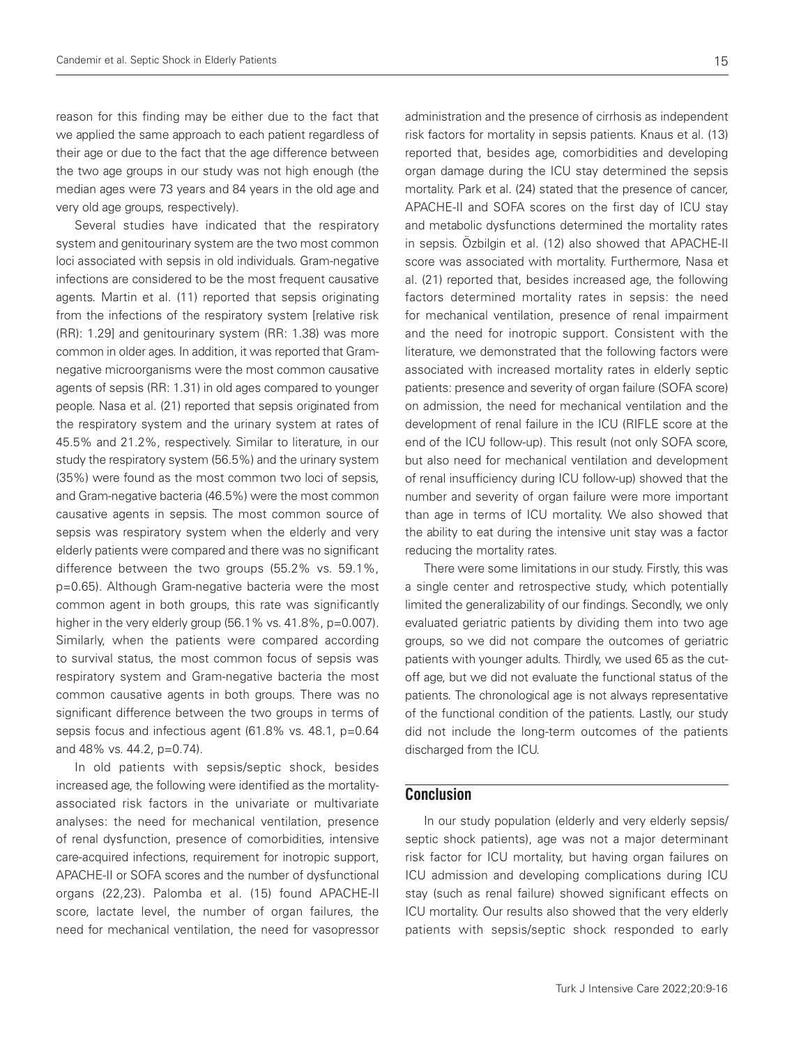reason for this finding may be either due to the fact that we applied the same approach to each patient regardless of their age or due to the fact that the age difference between the two age groups in our study was not high enough (the median ages were 73 years and 84 years in the old age and very old age groups, respectively).

Several studies have indicated that the respiratory system and genitourinary system are the two most common loci associated with sepsis in old individuals. Gram-negative infections are considered to be the most frequent causative agents. Martin et al. (11) reported that sepsis originating from the infections of the respiratory system [relative risk (RR): 1.29] and genitourinary system (RR: 1.38) was more common in older ages. In addition, it was reported that Gram-negative microorganisms were the most common causative agents of sepsis (RR: 1.31) in old ages compared to younger people. Nasa et al. (21) reported that sepsis originated from the respiratory system and the urinary system at rates of 45.5% and 21.2%, respectively. Similar to literature, in our study the respiratory system (56.5%) and the urinary system (35%) were found as the most common two loci of sepsis, and Gram-negative bacteria (46.5%) were the most common causative agents in sepsis. The most common source of sepsis was respiratory system when the elderly and very elderly patients were compared and there was no significant difference between the two groups (55.2% vs. 59.1%, p=0.65). Although Gram-negative bacteria were the most common agent in both groups, this rate was significantly higher in the very elderly group (56.1% vs. 41.8%, p=0.007). Similarly, when the patients were compared according to survival status, the most common focus of sepsis was respiratory system and Gram-negative bacteria the most common causative agents in both groups. There was no significant difference between the two groups in terms of sepsis focus and infectious agent (61.8% vs. 48.1, p=0.64 and 48% vs. 44.2, p=0.74).

In old patients with sepsis/septic shock, besides increased age, the following were identified as the mortality-associated risk factors in the univariate or multivariate analyses: the need for mechanical ventilation, presence of renal dysfunction, presence of comorbidities, intensive care-acquired infections, requirement for inotropic support, APACHE-II or SOFA scores and the number of dysfunctional organs (22,23). Palomba et al. (15) found APACHE-II score, lactate level, the number of organ failures, the need for mechanical ventilation, the need for vasopressor administration and the presence of cirrhosis as independent risk factors for mortality in sepsis patients. Knaus et al. (13) reported that, besides age, comorbidities and developing organ damage during the ICU stay determined the sepsis mortality. Park et al. (24) stated that the presence of cancer, APACHE-II and SOFA scores on the first day of ICU stay and metabolic dysfunctions determined the mortality rates in sepsis. Özbilgin et al. (12) also showed that APACHE-II score was associated with mortality. Furthermore, Nasa et al. (21) reported that, besides increased age, the following factors determined mortality rates in sepsis: the need for mechanical ventilation, presence of renal impairment and the need for inotropic support. Consistent with the literature, we demonstrated that the following factors were associated with increased mortality rates in elderly septic patients: presence and severity of organ failure (SOFA score) on admission, the need for mechanical ventilation and the development of renal failure in the ICU (RIFLE score at the end of the ICU follow-up). This result (not only SOFA score, but also need for mechanical ventilation and development of renal insufficiency during ICU follow-up) showed that the number and severity of organ failure were more important than age in terms of ICU mortality. We also showed that the ability to eat during the intensive unit stay was a factor reducing the mortality rates.

There were some limitations in our study. Firstly, this was a single center and retrospective study, which potentially limited the generalizability of our findings. Secondly, we only evaluated geriatric patients by dividing them into two age groups, so we did not compare the outcomes of geriatric patients with younger adults. Thirdly, we used 65 as the cut-off age, but we did not evaluate the functional status of the patients. The chronological age is not always representative of the functional condition of the patients. Lastly, our study did not include the long-term outcomes of the patients discharged from the ICU.

## Conclusion

In our study population (elderly and very elderly sepsis/septic shock patients), age was not a major determinant risk factor for ICU mortality, but having organ failures on ICU admission and developing complications during ICU stay (such as renal failure) showed significant effects on ICU mortality. Our results also showed that the very elderly patients with sepsis/septic shock responded to early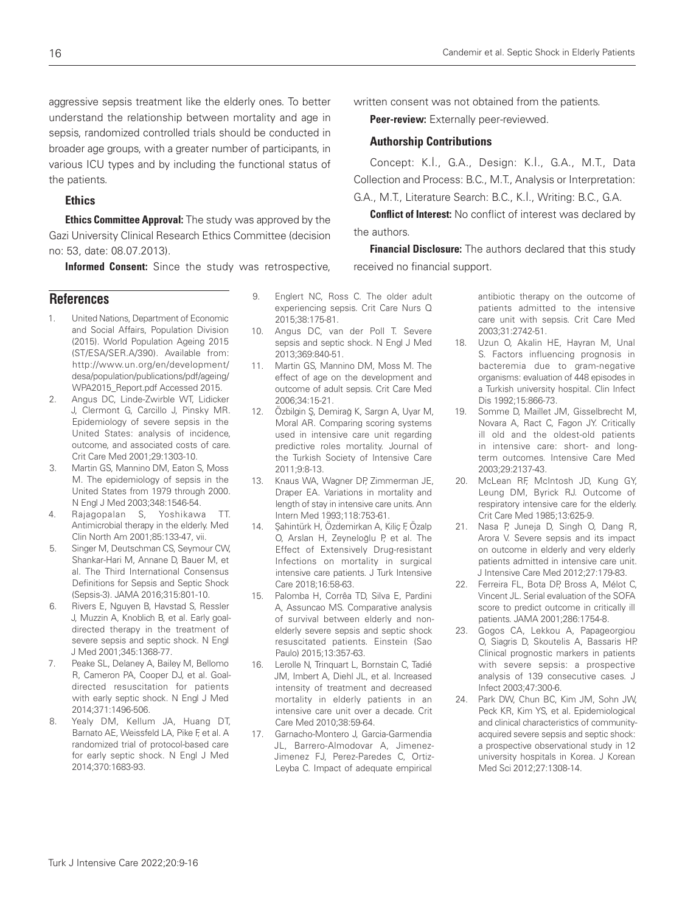aggressive sepsis treatment like the elderly ones. To better understand the relationship between mortality and age in sepsis, randomized controlled trials should be conducted in broader age groups, with a greater number of participants, in various ICU types and by including the functional status of the patients.

### Ethics

**Ethics Committee Approval:** The study was approved by the Gazi University Clinical Research Ethics Committee (decision no: 53, date: 08.07.2013).

**Informed Consent:** Since the study was retrospective, written consent was not obtained from the patients.

**Peer-review:** Externally peer-reviewed.

### Authorship Contributions

Concept: K.İ., G.A., Design: K.İ., G.A., M.T., Data Collection and Process: B.C., M.T., Analysis or Interpretation: G.A., M.T., Literature Search: B.C., K.İ., Writing: B.C., G.A.

**Conflict of Interest:** No conflict of interest was declared by the authors.

**Financial Disclosure:** The authors declared that this study received no financial support.

## References

1. United Nations, Department of Economic and Social Affairs, Population Division (2015). World Population Ageing 2015 (ST/ESA/SER.A/390). Available from: http://www.un.org/en/development/desa/population/publications/pdf/ageing/WPA2015_Report.pdf Accessed 2015.
2. Angus DC, Linde-Zwirble WT, Lidicker J, Clermont G, Carcillo J, Pinsky MR. Epidemiology of severe sepsis in the United States: analysis of incidence, outcome, and associated costs of care. Crit Care Med 2001;29:1303-10.
3. Martin GS, Mannino DM, Eaton S, Moss M. The epidemiology of sepsis in the United States from 1979 through 2000. N Engl J Med 2003;348:1546-54.
4. Rajagopalan S, Yoshikawa TT. Antimicrobial therapy in the elderly. Med Clin North Am 2001;85:133-47, vii.
5. Singer M, Deutschman CS, Seymour CW, Shankar-Hari M, Annane D, Bauer M, et al. The Third International Consensus Definitions for Sepsis and Septic Shock (Sepsis-3). JAMA 2016;315:801-10.
6. Rivers E, Nguyen B, Havstad S, Ressler J, Muzzin A, Knoblich B, et al. Early goal-directed therapy in the treatment of severe sepsis and septic shock. N Engl J Med 2001;345:1368-77.
7. Peake SL, Delaney A, Bailey M, Bellomo R, Cameron PA, Cooper DJ, et al. Goal-directed resuscitation for patients with early septic shock. N Engl J Med 2014;371:1496-506.
8. Yealy DM, Kellum JA, Huang DT, Barnato AE, Weissfeld LA, Pike F, et al. A randomized trial of protocol-based care for early septic shock. N Engl J Med 2014;370:1683-93.
9. Englert NC, Ross C. The older adult experiencing sepsis. Crit Care Nurs Q 2015;38:175-81.
10. Angus DC, van der Poll T. Severe sepsis and septic shock. N Engl J Med 2013;369:840-51.
11. Martin GS, Mannino DM, Moss M. The effect of age on the development and outcome of adult sepsis. Crit Care Med 2006;34:15-21.
12. Özbilgin Ş, Demirağ K, Sargın A, Uyar M, Moral AR. Comparing scoring systems used in intensive care unit regarding predictive roles mortality. Journal of the Turkish Society of Intensive Care 2011;9:8-13.
13. Knaus WA, Wagner DP, Zimmerman JE, Draper EA. Variations in mortality and length of stay in intensive care units. Ann Intern Med 1993;118:753-61.
14. Şahintürk H, Özdemirkan A, Kiliç F, Özalp O, Arslan H, Zeyneloğlu P, et al. The Effect of Extensively Drug-resistant Infections on mortality in surgical intensive care patients. J Turk Intensive Care 2018;16:58-63.
15. Palomba H, Corrêa TD, Silva E, Pardini A, Assuncao MS. Comparative analysis of survival between elderly and non-elderly severe sepsis and septic shock resuscitated patients. Einstein (Sao Paulo) 2015;13:357-63.
16. Lerolle N, Trinquart L, Bornstain C, Tadié JM, Imbert A, Diehl JL, et al. Increased intensity of treatment and decreased mortality in elderly patients in an intensive care unit over a decade. Crit Care Med 2010;38:59-64.
17. Garnacho-Montero J, Garcia-Garmendia JL, Barrero-Almodovar A, Jimenez-Jimenez FJ, Perez-Paredes C, Ortiz-Leyba C. Impact of adequate empirical antibiotic therapy on the outcome of patients admitted to the intensive care unit with sepsis. Crit Care Med 2003;31:2742-51.
18. Uzun O, Akalin HE, Hayran M, Unal S. Factors influencing prognosis in bacteremia due to gram-negative organisms: evaluation of 448 episodes in a Turkish university hospital. Clin Infect Dis 1992;15:866-73.
19. Somme D, Maillet JM, Gisselbrecht M, Novara A, Ract C, Fagon JY. Critically ill old and the oldest-old patients in intensive care: short- and long-term outcomes. Intensive Care Med 2003;29:2137-43.
20. McLean RF, McIntosh JD, Kung GY, Leung DM, Byrick RJ. Outcome of respiratory intensive care for the elderly. Crit Care Med 1985;13:625-9.
21. Nasa P, Juneja D, Singh O, Dang R, Arora V. Severe sepsis and its impact on outcome in elderly and very elderly patients admitted in intensive care unit. J Intensive Care Med 2012;27:179-83.
22. Ferreira FL, Bota DP, Bross A, Mélot C, Vincent JL. Serial evaluation of the SOFA score to predict outcome in critically ill patients. JAMA 2001;286:1754-8.
23. Gogos CA, Lekkou A, Papageorgiou O, Siagris D, Skoutelis A, Bassaris HP. Clinical prognostic markers in patients with severe sepsis: a prospective analysis of 139 consecutive cases. J Infect 2003;47:300-6.
24. Park DW, Chun BC, Kim JM, Sohn JW, Peck KR, Kim YS, et al. Epidemiological and clinical characteristics of community-acquired severe sepsis and septic shock: a prospective observational study in 12 university hospitals in Korea. J Korean Med Sci 2012;27:1308-14.